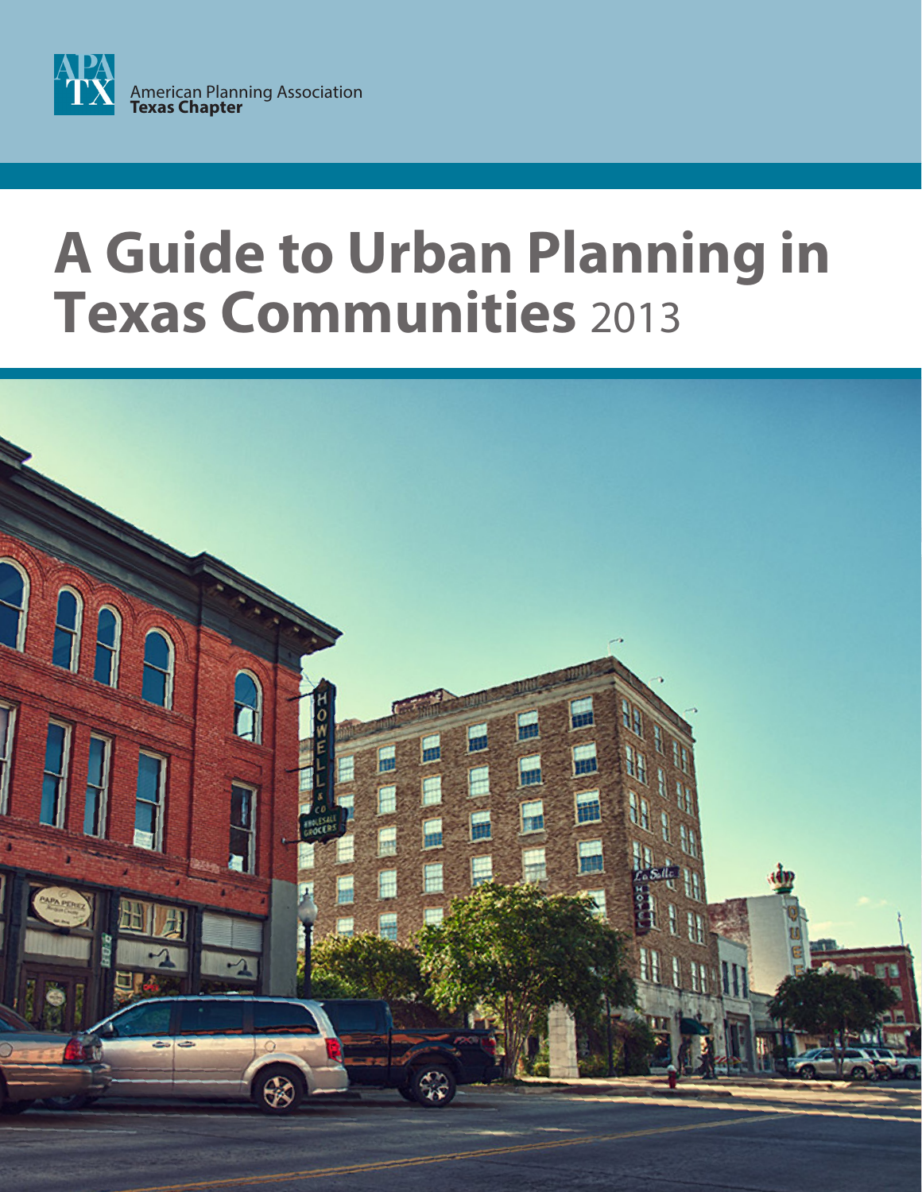APA TX

American Planning Association
**Texas Chapter**

# A Guide to Urban Planning in Texas Communities 2013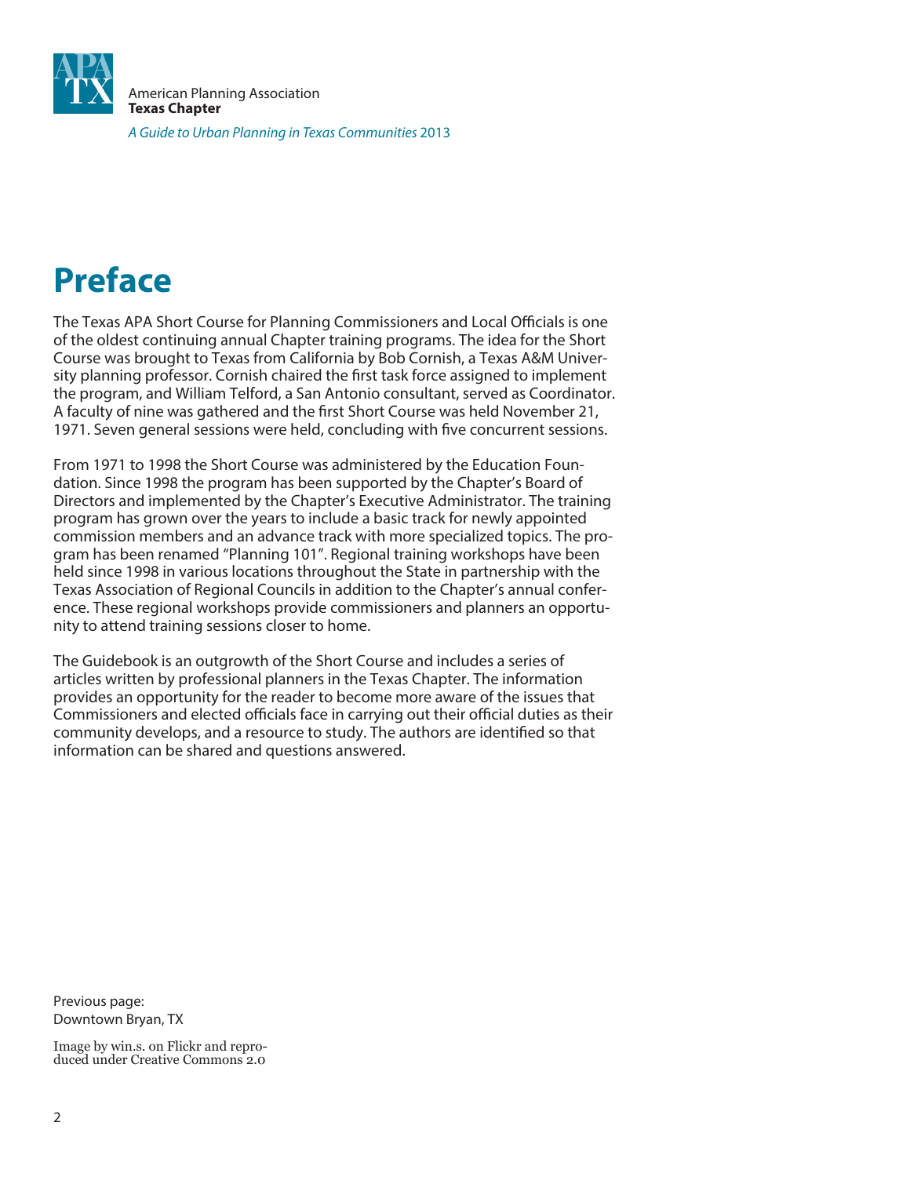# Preface

The Texas APA Short Course for Planning Commissioners and Local Officials is one of the oldest continuing annual Chapter training programs. The idea for the Short Course was brought to Texas from California by Bob Cornish, a Texas A&M University planning professor. Cornish chaired the first task force assigned to implement the program, and William Telford, a San Antonio consultant, served as Coordinator. A faculty of nine was gathered and the first Short Course was held November 21, 1971. Seven general sessions were held, concluding with five concurrent sessions.

From 1971 to 1998 the Short Course was administered by the Education Foundation. Since 1998 the program has been supported by the Chapter's Board of Directors and implemented by the Chapter's Executive Administrator. The training program has grown over the years to include a basic track for newly appointed commission members and an advance track with more specialized topics. The program has been renamed "Planning 101". Regional training workshops have been held since 1998 in various locations throughout the State in partnership with the Texas Association of Regional Councils in addition to the Chapter's annual conference. These regional workshops provide commissioners and planners an opportunity to attend training sessions closer to home.

The Guidebook is an outgrowth of the Short Course and includes a series of articles written by professional planners in the Texas Chapter. The information provides an opportunity for the reader to become more aware of the issues that Commissioners and elected officials face in carrying out their official duties as their community develops, and a resource to study. The authors are identified so that information can be shared and questions answered.

Previous page:
Downtown Bryan, TX

Image by win.s. on Flickr and reproduced under Creative Commons 2.0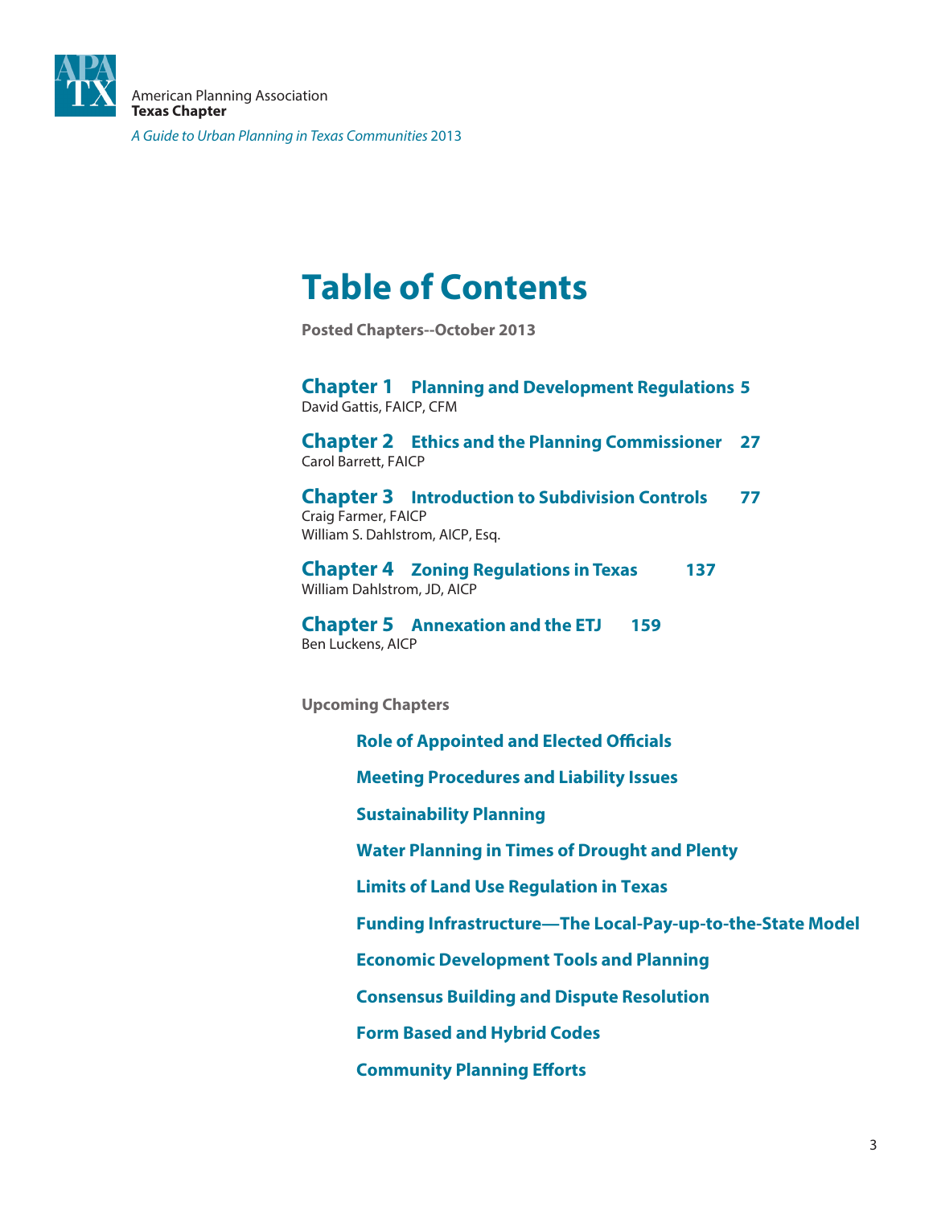American Planning Association
**Texas Chapter**

*A Guide to Urban Planning in Texas Communities* 2013

# Table of Contents

**Posted Chapters--October 2013**

## Chapter 1 Planning and Development Regulations 5
David Gattis, FAICP, CFM

## Chapter 2 Ethics and the Planning Commissioner 27
Carol Barrett, FAICP

## Chapter 3 Introduction to Subdivision Controls 77
Craig Farmer, FAICP
William S. Dahlstrom, AICP, Esq.

## Chapter 4 Zoning Regulations in Texas 137
William Dahlstrom, JD, AICP

## Chapter 5 Annexation and the ETJ 159
Ben Luckens, AICP

**Upcoming Chapters**

- **Role of Appointed and Elected Officials**
- **Meeting Procedures and Liability Issues**
- **Sustainability Planning**
- **Water Planning in Times of Drought and Plenty**
- **Limits of Land Use Regulation in Texas**
- **Funding Infrastructure—The Local-Pay-up-to-the-State Model**
- **Economic Development Tools and Planning**
- **Consensus Building and Dispute Resolution**
- **Form Based and Hybrid Codes**
- **Community Planning Efforts**